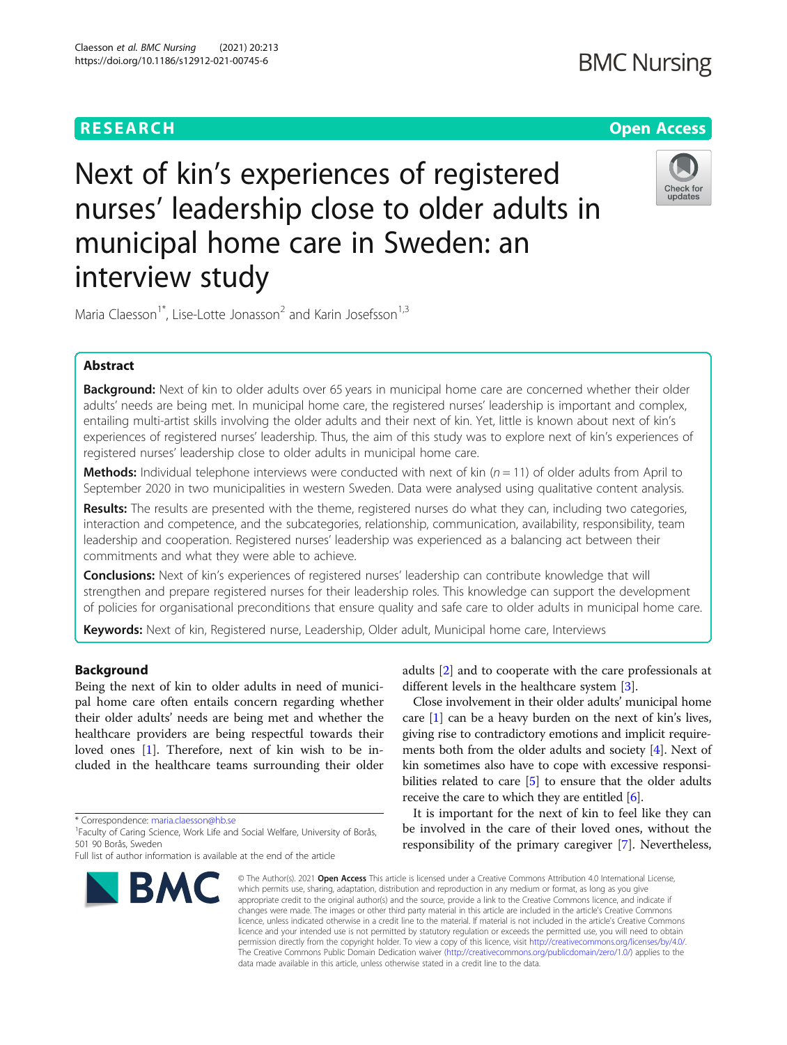RESEARCH

Open Access

# Next of kin's experiences of registered nurses' leadership close to older adults in municipal home care in Sweden: an interview study

Maria Claesson[1*], Lise-Lotte Jonasson[2] and Karin Josefsson[1,3]

## Abstract

**Background:** Next of kin to older adults over 65 years in municipal home care are concerned whether their older adults' needs are being met. In municipal home care, the registered nurses' leadership is important and complex, entailing multi-artist skills involving the older adults and their next of kin. Yet, little is known about next of kin's experiences of registered nurses' leadership. Thus, the aim of this study was to explore next of kin's experiences of registered nurses' leadership close to older adults in municipal home care.

**Methods:** Individual telephone interviews were conducted with next of kin ($n = 11$) of older adults from April to September 2020 in two municipalities in western Sweden. Data were analysed using qualitative content analysis.

**Results:** The results are presented with the theme, registered nurses do what they can, including two categories, interaction and competence, and the subcategories, relationship, communication, availability, responsibility, team leadership and cooperation. Registered nurses' leadership was experienced as a balancing act between their commitments and what they were able to achieve.

**Conclusions:** Next of kin's experiences of registered nurses' leadership can contribute knowledge that will strengthen and prepare registered nurses for their leadership roles. This knowledge can support the development of policies for organisational preconditions that ensure quality and safe care to older adults in municipal home care.

**Keywords:** Next of kin, Registered nurse, Leadership, Older adult, Municipal home care, Interviews

## Background

Being the next of kin to older adults in need of municipal home care often entails concern regarding whether their older adults' needs are being met and whether the healthcare providers are being respectful towards their loved ones [1]. Therefore, next of kin wish to be included in the healthcare teams surrounding their older adults [2] and to cooperate with the care professionals at different levels in the healthcare system [3].

Close involvement in their older adults' municipal home care [1] can be a heavy burden on the next of kin's lives, giving rise to contradictory emotions and implicit requirements both from the older adults and society [4]. Next of kin sometimes also have to cope with excessive responsibilities related to care [5] to ensure that the older adults receive the care to which they are entitled [6].

It is important for the next of kin to feel like they can be involved in the care of their loved ones, without the responsibility of the primary caregiver [7]. Nevertheless,

* Correspondence: maria.claesson@hb.se
[1]Faculty of Caring Science, Work Life and Social Welfare, University of Borås, 501 90 Borås, Sweden
Full list of author information is available at the end of the article

© The Author(s). 2021 **Open Access** This article is licensed under a Creative Commons Attribution 4.0 International License, which permits use, sharing, adaptation, distribution and reproduction in any medium or format, as long as you give appropriate credit to the original author(s) and the source, provide a link to the Creative Commons licence, and indicate if changes were made. The images or other third party material in this article are included in the article's Creative Commons licence, unless indicated otherwise in a credit line to the material. If material is not included in the article's Creative Commons licence and your intended use is not permitted by statutory regulation or exceeds the permitted use, you will need to obtain permission directly from the copyright holder. To view a copy of this licence, visit http://creativecommons.org/licenses/by/4.0/. The Creative Commons Public Domain Dedication waiver (http://creativecommons.org/publicdomain/zero/1.0/) applies to the data made available in this article, unless otherwise stated in a credit line to the data.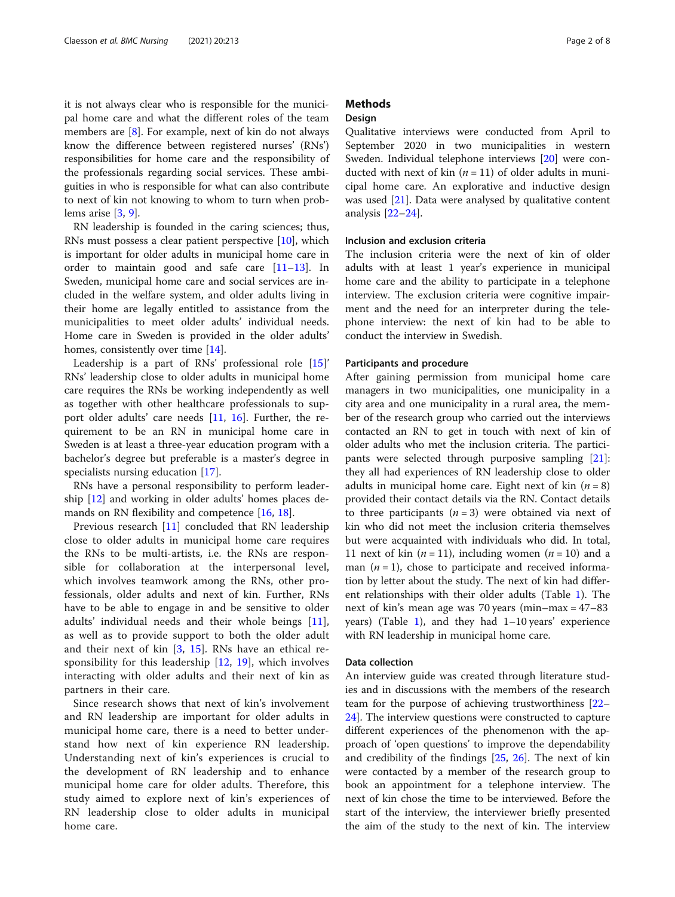it is not always clear who is responsible for the municipal home care and what the different roles of the team members are [8]. For example, next of kin do not always know the difference between registered nurses' (RNs') responsibilities for home care and the responsibility of the professionals regarding social services. These ambiguities in who is responsible for what can also contribute to next of kin not knowing to whom to turn when problems arise [3, 9].

RN leadership is founded in the caring sciences; thus, RNs must possess a clear patient perspective [10], which is important for older adults in municipal home care in order to maintain good and safe care [11–13]. In Sweden, municipal home care and social services are included in the welfare system, and older adults living in their home are legally entitled to assistance from the municipalities to meet older adults' individual needs. Home care in Sweden is provided in the older adults' homes, consistently over time [14].

Leadership is a part of RNs' professional role [15]' RNs' leadership close to older adults in municipal home care requires the RNs be working independently as well as together with other healthcare professionals to support older adults' care needs [11, 16]. Further, the requirement to be an RN in municipal home care in Sweden is at least a three-year education program with a bachelor's degree but preferable is a master's degree in specialists nursing education [17].

RNs have a personal responsibility to perform leadership [12] and working in older adults' homes places demands on RN flexibility and competence [16, 18].

Previous research [11] concluded that RN leadership close to older adults in municipal home care requires the RNs to be multi-artists, i.e. the RNs are responsible for collaboration at the interpersonal level, which involves teamwork among the RNs, other professionals, older adults and next of kin. Further, RNs have to be able to engage in and be sensitive to older adults' individual needs and their whole beings [11], as well as to provide support to both the older adult and their next of kin [3, 15]. RNs have an ethical responsibility for this leadership [12, 19], which involves interacting with older adults and their next of kin as partners in their care.

Since research shows that next of kin's involvement and RN leadership are important for older adults in municipal home care, there is a need to better understand how next of kin experience RN leadership. Understanding next of kin's experiences is crucial to the development of RN leadership and to enhance municipal home care for older adults. Therefore, this study aimed to explore next of kin's experiences of RN leadership close to older adults in municipal home care.

## Methods

### Design

Qualitative interviews were conducted from April to September 2020 in two municipalities in western Sweden. Individual telephone interviews [20] were conducted with next of kin ($n = 11$) of older adults in municipal home care. An explorative and inductive design was used [21]. Data were analysed by qualitative content analysis [22–24].

### Inclusion and exclusion criteria

The inclusion criteria were the next of kin of older adults with at least 1 year's experience in municipal home care and the ability to participate in a telephone interview. The exclusion criteria were cognitive impairment and the need for an interpreter during the telephone interview: the next of kin had to be able to conduct the interview in Swedish.

### Participants and procedure

After gaining permission from municipal home care managers in two municipalities, one municipality in a city area and one municipality in a rural area, the member of the research group who carried out the interviews contacted an RN to get in touch with next of kin of older adults who met the inclusion criteria. The participants were selected through purposive sampling [21]: they all had experiences of RN leadership close to older adults in municipal home care. Eight next of kin ($n = 8$) provided their contact details via the RN. Contact details to three participants ($n = 3$) were obtained via next of kin who did not meet the inclusion criteria themselves but were acquainted with individuals who did. In total, 11 next of kin ($n = 11$), including women ($n = 10$) and a man ($n = 1$), chose to participate and received information by letter about the study. The next of kin had different relationships with their older adults (Table 1). The next of kin's mean age was 70 years (min–max = 47–83 years) (Table 1), and they had 1–10 years' experience with RN leadership in municipal home care.

### Data collection

An interview guide was created through literature studies and in discussions with the members of the research team for the purpose of achieving trustworthiness [22–24]. The interview questions were constructed to capture different experiences of the phenomenon with the approach of 'open questions' to improve the dependability and credibility of the findings [25, 26]. The next of kin were contacted by a member of the research group to book an appointment for a telephone interview. The next of kin chose the time to be interviewed. Before the start of the interview, the interviewer briefly presented the aim of the study to the next of kin. The interview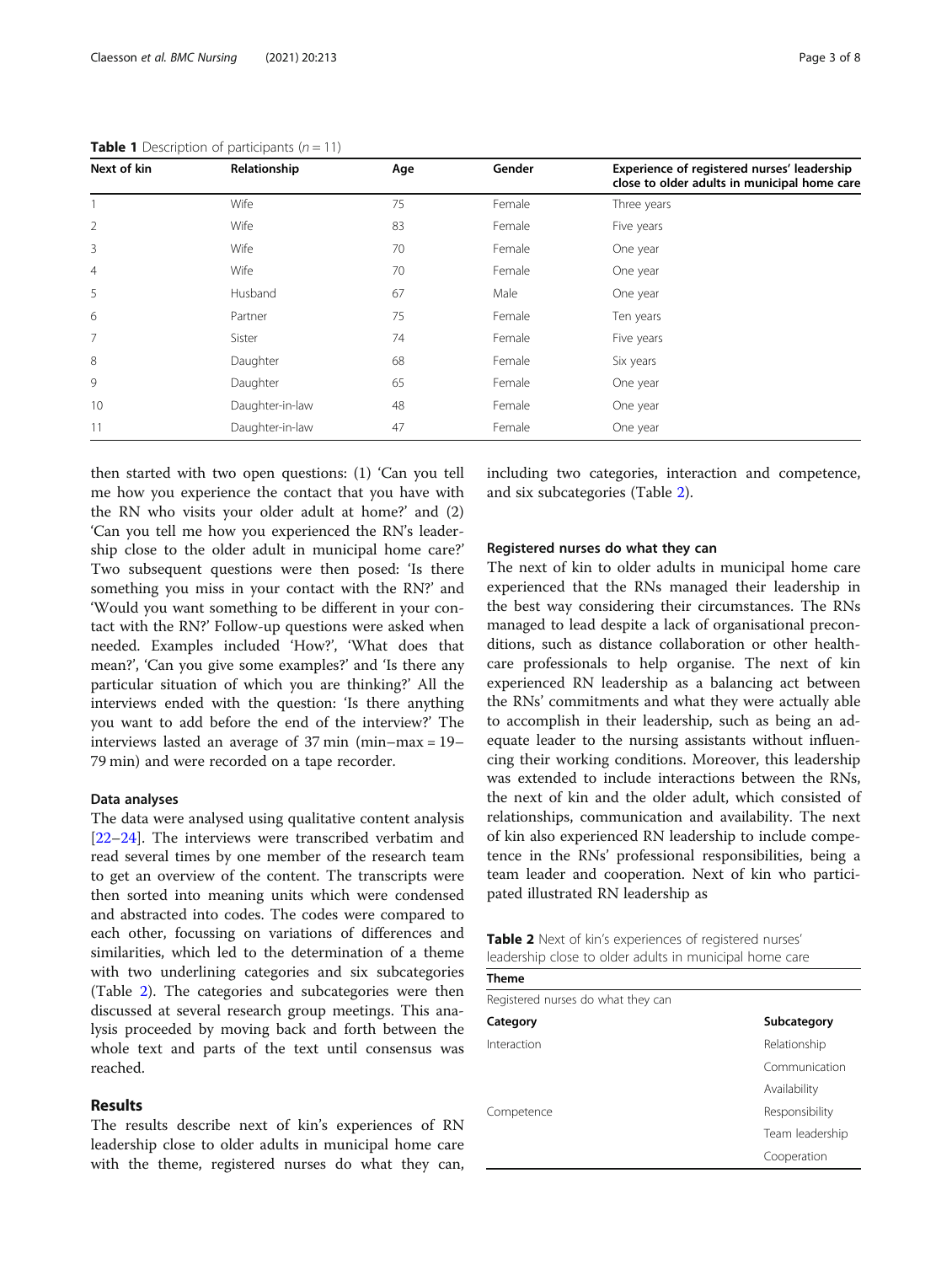**Table 1** Description of participants ($n = 11$)

| Next of kin | Relationship | Age | Gender | Experience of registered nurses' leadership close to older adults in municipal home care |
|---|---|---|---|---|
| 1 | Wife | 75 | Female | Three years |
| 2 | Wife | 83 | Female | Five years |
| 3 | Wife | 70 | Female | One year |
| 4 | Wife | 70 | Female | One year |
| 5 | Husband | 67 | Male | One year |
| 6 | Partner | 75 | Female | Ten years |
| 7 | Sister | 74 | Female | Five years |
| 8 | Daughter | 68 | Female | Six years |
| 9 | Daughter | 65 | Female | One year |
| 10 | Daughter-in-law | 48 | Female | One year |
| 11 | Daughter-in-law | 47 | Female | One year |

then started with two open questions: (1) 'Can you tell me how you experience the contact that you have with the RN who visits your older adult at home?' and (2) 'Can you tell me how you experienced the RN's leadership close to the older adult in municipal home care?' Two subsequent questions were then posed: 'Is there something you miss in your contact with the RN?' and 'Would you want something to be different in your contact with the RN?' Follow-up questions were asked when needed. Examples included 'How?', 'What does that mean?', 'Can you give some examples?' and 'Is there any particular situation of which you are thinking?' All the interviews ended with the question: 'Is there anything you want to add before the end of the interview?' The interviews lasted an average of 37 min (min–max = 19–79 min) and were recorded on a tape recorder.

#### Data analyses

The data were analysed using qualitative content analysis [22–24]. The interviews were transcribed verbatim and read several times by one member of the research team to get an overview of the content. The transcripts were then sorted into meaning units which were condensed and abstracted into codes. The codes were compared to each other, focussing on variations of differences and similarities, which led to the determination of a theme with two underlining categories and six subcategories (Table 2). The categories and subcategories were then discussed at several research group meetings. This analysis proceeded by moving back and forth between the whole text and parts of the text until consensus was reached.

## Results

The results describe next of kin's experiences of RN leadership close to older adults in municipal home care with the theme, registered nurses do what they can, including two categories, interaction and competence, and six subcategories (Table 2).

#### Registered nurses do what they can

The next of kin to older adults in municipal home care experienced that the RNs managed their leadership in the best way considering their circumstances. The RNs managed to lead despite a lack of organisational preconditions, such as distance collaboration or other healthcare professionals to help organise. The next of kin experienced RN leadership as a balancing act between the RNs' commitments and what they were actually able to accomplish in their leadership, such as being an adequate leader to the nursing assistants without influencing their working conditions. Moreover, this leadership was extended to include interactions between the RNs, the next of kin and the older adult, which consisted of relationships, communication and availability. The next of kin also experienced RN leadership to include competence in the RNs' professional responsibilities, being a team leader and cooperation. Next of kin who participated illustrated RN leadership as

**Table 2** Next of kin's experiences of registered nurses' leadership close to older adults in municipal home care

| Theme | |
|---|---|
| Registered nurses do what they can | |
| **Category** | **Subcategory** |
| Interaction | Relationship |
| | Communication |
| | Availability |
| Competence | Responsibility |
| | Team leadership |
| | Cooperation |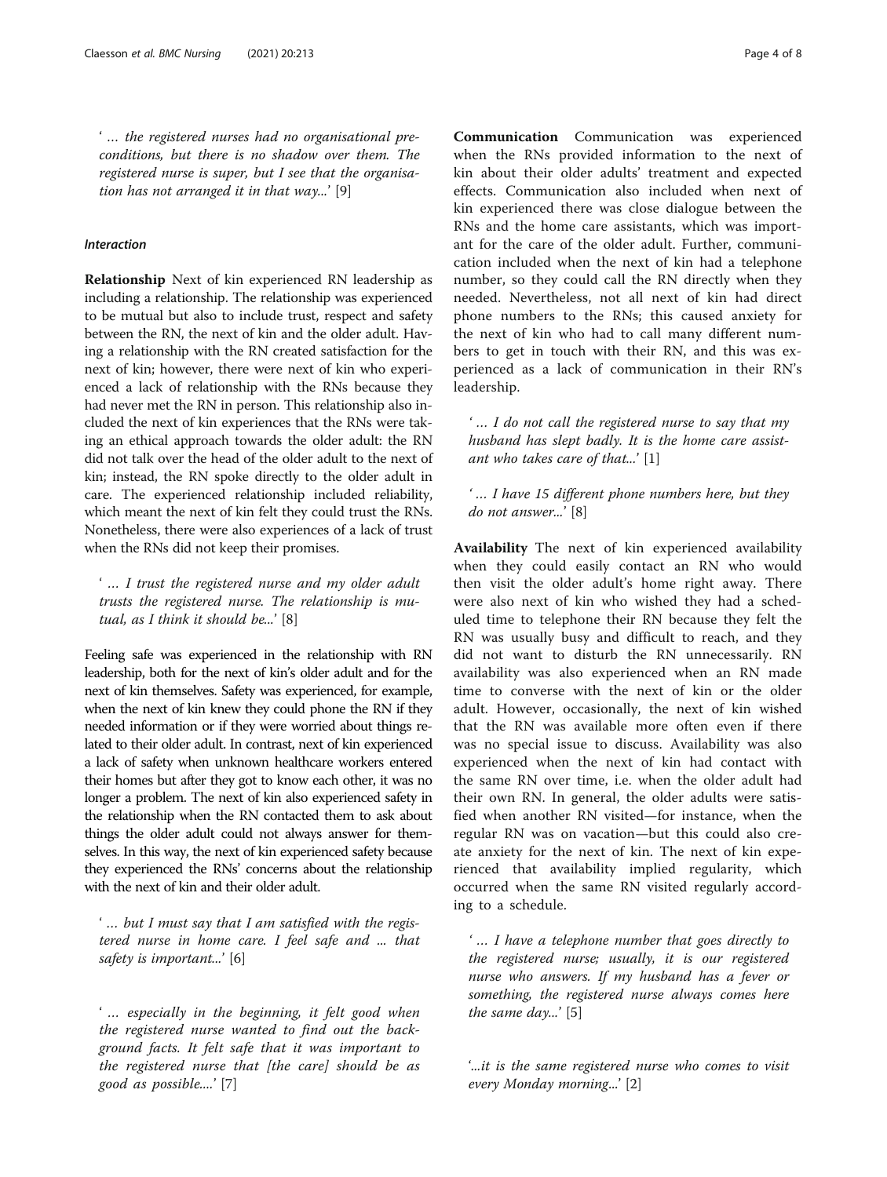'… the registered nurses had no organisational preconditions, but there is no shadow over them. The registered nurse is super, but I see that the organisation has not arranged it in that way...' [9]

#### *Interaction*

**Relationship** Next of kin experienced RN leadership as including a relationship. The relationship was experienced to be mutual but also to include trust, respect and safety between the RN, the next of kin and the older adult. Having a relationship with the RN created satisfaction for the next of kin; however, there were next of kin who experienced a lack of relationship with the RNs because they had never met the RN in person. This relationship also included the next of kin experiences that the RNs were taking an ethical approach towards the older adult: the RN did not talk over the head of the older adult to the next of kin; instead, the RN spoke directly to the older adult in care. The experienced relationship included reliability, which meant the next of kin felt they could trust the RNs. Nonetheless, there were also experiences of a lack of trust when the RNs did not keep their promises.

*'… I trust the registered nurse and my older adult trusts the registered nurse. The relationship is mutual, as I think it should be...'* [8]

Feeling safe was experienced in the relationship with RN leadership, both for the next of kin's older adult and for the next of kin themselves. Safety was experienced, for example, when the next of kin knew they could phone the RN if they needed information or if they were worried about things related to their older adult. In contrast, next of kin experienced a lack of safety when unknown healthcare workers entered their homes but after they got to know each other, it was no longer a problem. The next of kin also experienced safety in the relationship when the RN contacted them to ask about things the older adult could not always answer for themselves. In this way, the next of kin experienced safety because they experienced the RNs' concerns about the relationship with the next of kin and their older adult.

*'… but I must say that I am satisfied with the registered nurse in home care. I feel safe and ... that safety is important...'* [6]

*'… especially in the beginning, it felt good when the registered nurse wanted to find out the background facts. It felt safe that it was important to the registered nurse that [the care] should be as good as possible....'* [7]

**Communication** Communication was experienced when the RNs provided information to the next of kin about their older adults' treatment and expected effects. Communication also included when next of kin experienced there was close dialogue between the RNs and the home care assistants, which was important for the care of the older adult. Further, communication included when the next of kin had a telephone number, so they could call the RN directly when they needed. Nevertheless, not all next of kin had direct phone numbers to the RNs; this caused anxiety for the next of kin who had to call many different numbers to get in touch with their RN, and this was experienced as a lack of communication in their RN's leadership.

*'… I do not call the registered nurse to say that my husband has slept badly. It is the home care assistant who takes care of that...'* [1]

*'… I have 15 different phone numbers here, but they do not answer...'* [8]

**Availability** The next of kin experienced availability when they could easily contact an RN who would then visit the older adult's home right away. There were also next of kin who wished they had a scheduled time to telephone their RN because they felt the RN was usually busy and difficult to reach, and they did not want to disturb the RN unnecessarily. RN availability was also experienced when an RN made time to converse with the next of kin or the older adult. However, occasionally, the next of kin wished that the RN was available more often even if there was no special issue to discuss. Availability was also experienced when the next of kin had contact with the same RN over time, i.e. when the older adult had their own RN. In general, the older adults were satisfied when another RN visited—for instance, when the regular RN was on vacation—but this could also create anxiety for the next of kin. The next of kin experienced that availability implied regularity, which occurred when the same RN visited regularly according to a schedule.

*'… I have a telephone number that goes directly to the registered nurse; usually, it is our registered nurse who answers. If my husband has a fever or something, the registered nurse always comes here the same day...'* [5]

*'...it is the same registered nurse who comes to visit every Monday morning...'* [2]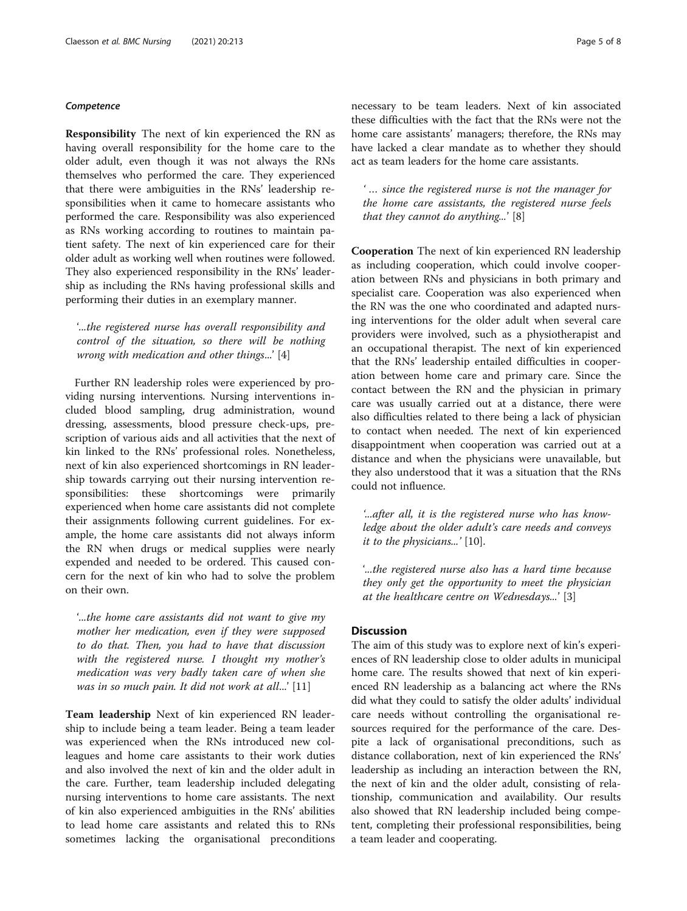#### *Competence*

**Responsibility** The next of kin experienced the RN as having overall responsibility for the home care to the older adult, even though it was not always the RNs themselves who performed the care. They experienced that there were ambiguities in the RNs' leadership responsibilities when it came to homecare assistants who performed the care. Responsibility was also experienced as RNs working according to routines to maintain patient safety. The next of kin experienced care for their older adult as working well when routines were followed. They also experienced responsibility in the RNs' leadership as including the RNs having professional skills and performing their duties in an exemplary manner.

> '...*the registered nurse has overall responsibility and control of the situation, so there will be nothing wrong with medication and other things*...' [4]

Further RN leadership roles were experienced by providing nursing interventions. Nursing interventions included blood sampling, drug administration, wound dressing, assessments, blood pressure check-ups, prescription of various aids and all activities that the next of kin linked to the RNs' professional roles. Nonetheless, next of kin also experienced shortcomings in RN leadership towards carrying out their nursing intervention responsibilities: these shortcomings were primarily experienced when home care assistants did not complete their assignments following current guidelines. For example, the home care assistants did not always inform the RN when drugs or medical supplies were nearly expended and needed to be ordered. This caused concern for the next of kin who had to solve the problem on their own.

> '...*the home care assistants did not want to give my mother her medication, even if they were supposed to do that. Then, you had to have that discussion with the registered nurse. I thought my mother's medication was very badly taken care of when she was in so much pain. It did not work at all*...' [11]

**Team leadership** Next of kin experienced RN leadership to include being a team leader. Being a team leader was experienced when the RNs introduced new colleagues and home care assistants to their work duties and also involved the next of kin and the older adult in the care. Further, team leadership included delegating nursing interventions to home care assistants. The next of kin also experienced ambiguities in the RNs' abilities to lead home care assistants and related this to RNs sometimes lacking the organisational preconditions necessary to be team leaders. Next of kin associated these difficulties with the fact that the RNs were not the home care assistants' managers; therefore, the RNs may have lacked a clear mandate as to whether they should act as team leaders for the home care assistants.

> ' … *since the registered nurse is not the manager for the home care assistants, the registered nurse feels that they cannot do anything*...' [8]

**Cooperation** The next of kin experienced RN leadership as including cooperation, which could involve cooperation between RNs and physicians in both primary and specialist care. Cooperation was also experienced when the RN was the one who coordinated and adapted nursing interventions for the older adult when several care providers were involved, such as a physiotherapist and an occupational therapist. The next of kin experienced that the RNs' leadership entailed difficulties in cooperation between home care and primary care. Since the contact between the RN and the physician in primary care was usually carried out at a distance, there were also difficulties related to there being a lack of physician to contact when needed. The next of kin experienced disappointment when cooperation was carried out at a distance and when the physicians were unavailable, but they also understood that it was a situation that the RNs could not influence.

> '...*after all, it is the registered nurse who has knowledge about the older adult's care needs and conveys it to the physicians*...' [10].

> '...*the registered nurse also has a hard time because they only get the opportunity to meet the physician at the healthcare centre on Wednesdays*...' [3]

## Discussion

The aim of this study was to explore next of kin's experiences of RN leadership close to older adults in municipal home care. The results showed that next of kin experienced RN leadership as a balancing act where the RNs did what they could to satisfy the older adults' individual care needs without controlling the organisational resources required for the performance of the care. Despite a lack of organisational preconditions, such as distance collaboration, next of kin experienced the RNs' leadership as including an interaction between the RN, the next of kin and the older adult, consisting of relationship, communication and availability. Our results also showed that RN leadership included being competent, completing their professional responsibilities, being a team leader and cooperating.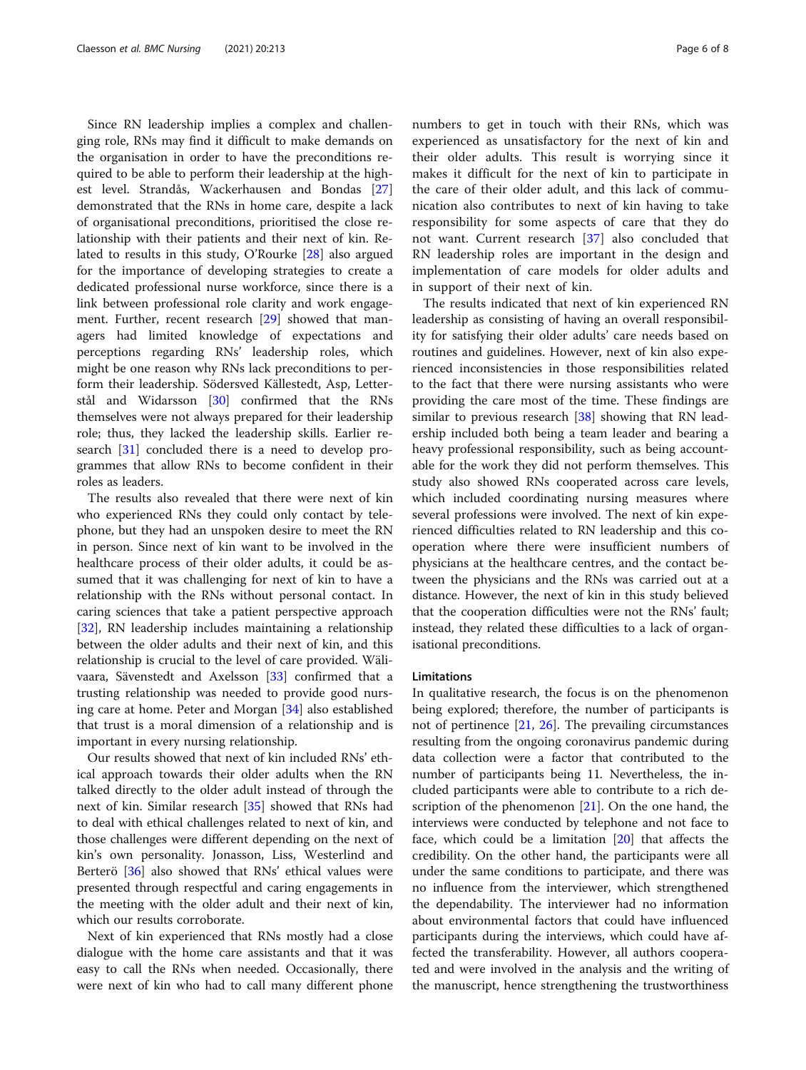Since RN leadership implies a complex and challenging role, RNs may find it difficult to make demands on the organisation in order to have the preconditions required to be able to perform their leadership at the highest level. Strandås, Wackerhausen and Bondas [27] demonstrated that the RNs in home care, despite a lack of organisational preconditions, prioritised the close relationship with their patients and their next of kin. Related to results in this study, O'Rourke [28] also argued for the importance of developing strategies to create a dedicated professional nurse workforce, since there is a link between professional role clarity and work engagement. Further, recent research [29] showed that managers had limited knowledge of expectations and perceptions regarding RNs' leadership roles, which might be one reason why RNs lack preconditions to perform their leadership. Södersved Källestedt, Asp, Letterstål and Widarsson [30] confirmed that the RNs themselves were not always prepared for their leadership role; thus, they lacked the leadership skills. Earlier research [31] concluded there is a need to develop programmes that allow RNs to become confident in their roles as leaders.

The results also revealed that there were next of kin who experienced RNs they could only contact by telephone, but they had an unspoken desire to meet the RN in person. Since next of kin want to be involved in the healthcare process of their older adults, it could be assumed that it was challenging for next of kin to have a relationship with the RNs without personal contact. In caring sciences that take a patient perspective approach [32], RN leadership includes maintaining a relationship between the older adults and their next of kin, and this relationship is crucial to the level of care provided. Wälivaara, Sävenstedt and Axelsson [33] confirmed that a trusting relationship was needed to provide good nursing care at home. Peter and Morgan [34] also established that trust is a moral dimension of a relationship and is important in every nursing relationship.

Our results showed that next of kin included RNs' ethical approach towards their older adults when the RN talked directly to the older adult instead of through the next of kin. Similar research [35] showed that RNs had to deal with ethical challenges related to next of kin, and those challenges were different depending on the next of kin's own personality. Jonasson, Liss, Westerlind and Berterö [36] also showed that RNs' ethical values were presented through respectful and caring engagements in the meeting with the older adult and their next of kin, which our results corroborate.

Next of kin experienced that RNs mostly had a close dialogue with the home care assistants and that it was easy to call the RNs when needed. Occasionally, there were next of kin who had to call many different phone numbers to get in touch with their RNs, which was experienced as unsatisfactory for the next of kin and their older adults. This result is worrying since it makes it difficult for the next of kin to participate in the care of their older adult, and this lack of communication also contributes to next of kin having to take responsibility for some aspects of care that they do not want. Current research [37] also concluded that RN leadership roles are important in the design and implementation of care models for older adults and in support of their next of kin.

The results indicated that next of kin experienced RN leadership as consisting of having an overall responsibility for satisfying their older adults' care needs based on routines and guidelines. However, next of kin also experienced inconsistencies in those responsibilities related to the fact that there were nursing assistants who were providing the care most of the time. These findings are similar to previous research [38] showing that RN leadership included both being a team leader and bearing a heavy professional responsibility, such as being accountable for the work they did not perform themselves. This study also showed RNs cooperated across care levels, which included coordinating nursing measures where several professions were involved. The next of kin experienced difficulties related to RN leadership and this cooperation where there were insufficient numbers of physicians at the healthcare centres, and the contact between the physicians and the RNs was carried out at a distance. However, the next of kin in this study believed that the cooperation difficulties were not the RNs' fault; instead, they related these difficulties to a lack of organisational preconditions.

## Limitations

In qualitative research, the focus is on the phenomenon being explored; therefore, the number of participants is not of pertinence [21, 26]. The prevailing circumstances resulting from the ongoing coronavirus pandemic during data collection were a factor that contributed to the number of participants being 11. Nevertheless, the included participants were able to contribute to a rich description of the phenomenon [21]. On the one hand, the interviews were conducted by telephone and not face to face, which could be a limitation [20] that affects the credibility. On the other hand, the participants were all under the same conditions to participate, and there was no influence from the interviewer, which strengthened the dependability. The interviewer had no information about environmental factors that could have influenced participants during the interviews, which could have affected the transferability. However, all authors cooperated and were involved in the analysis and the writing of the manuscript, hence strengthening the trustworthiness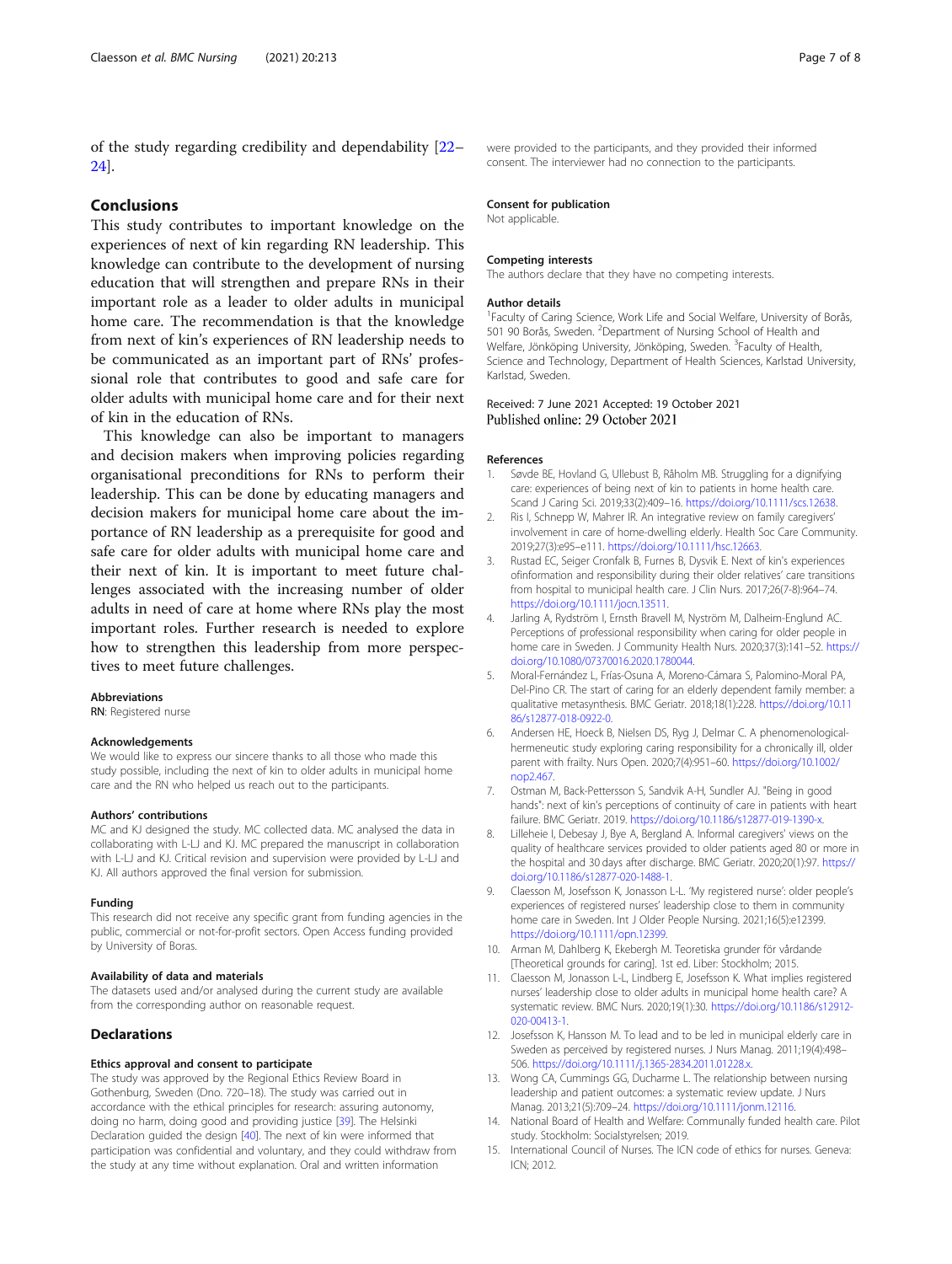of the study regarding credibility and dependability [22–24].

## Conclusions

This study contributes to important knowledge on the experiences of next of kin regarding RN leadership. This knowledge can contribute to the development of nursing education that will strengthen and prepare RNs in their important role as a leader to older adults in municipal home care. The recommendation is that the knowledge from next of kin's experiences of RN leadership needs to be communicated as an important part of RNs' professional role that contributes to good and safe care for older adults with municipal home care and for their next of kin in the education of RNs.

This knowledge can also be important to managers and decision makers when improving policies regarding organisational preconditions for RNs to perform their leadership. This can be done by educating managers and decision makers for municipal home care about the importance of RN leadership as a prerequisite for good and safe care for older adults with municipal home care and their next of kin. It is important to meet future challenges associated with the increasing number of older adults in need of care at home where RNs play the most important roles. Further research is needed to explore how to strengthen this leadership from more perspectives to meet future challenges.

### Abbreviations

**RN**: Registered nurse

### Acknowledgements

We would like to express our sincere thanks to all those who made this study possible, including the next of kin to older adults in municipal home care and the RN who helped us reach out to the participants.

### Authors' contributions

MC and KJ designed the study. MC collected data. MC analysed the data in collaborating with L-LJ and KJ. MC prepared the manuscript in collaboration with L-LJ and KJ. Critical revision and supervision were provided by L-LJ and KJ. All authors approved the final version for submission.

### Funding

This research did not receive any specific grant from funding agencies in the public, commercial or not-for-profit sectors. Open Access funding provided by University of Boras.

### Availability of data and materials

The datasets used and/or analysed during the current study are available from the corresponding author on reasonable request.

## Declarations

### Ethics approval and consent to participate

The study was approved by the Regional Ethics Review Board in Gothenburg, Sweden (Dno. 720–18). The study was carried out in accordance with the ethical principles for research: assuring autonomy, doing no harm, doing good and providing justice [39]. The Helsinki Declaration guided the design [40]. The next of kin were informed that participation was confidential and voluntary, and they could withdraw from the study at any time without explanation. Oral and written information were provided to the participants, and they provided their informed consent. The interviewer had no connection to the participants.

### Consent for publication

Not applicable.

### Competing interests

The authors declare that they have no competing interests.

### Author details

[1]Faculty of Caring Science, Work Life and Social Welfare, University of Borås, 501 90 Borås, Sweden. [2]Department of Nursing School of Health and Welfare, Jönköping University, Jönköping, Sweden. [3]Faculty of Health, Science and Technology, Department of Health Sciences, Karlstad University, Karlstad, Sweden.

Received: 7 June 2021 Accepted: 19 October 2021
Published online: 29 October 2021

### References

1. Søvde BE, Hovland G, Ullebust B, Råholm MB. Struggling for a dignifying care: experiences of being next of kin to patients in home health care. Scand J Caring Sci. 2019;33(2):409–16. https://doi.org/10.1111/scs.12638.
2. Ris I, Schnepp W, Mahrer IR. An integrative review on family caregivers' involvement in care of home-dwelling elderly. Health Soc Care Community. 2019;27(3):e95–e111. https://doi.org/10.1111/hsc.12663.
3. Rustad EC, Seiger Cronfalk B, Furnes B, Dysvik E. Next of kin's experiences ofinformation and responsibility during their older relatives' care transitions from hospital to municipal health care. J Clin Nurs. 2017;26(7-8):964–74. https://doi.org/10.1111/jocn.13511.
4. Jarling A, Rydström I, Ernsth Bravell M, Nyström M, Dalheim-Englund AC. Perceptions of professional responsibility when caring for older people in home care in Sweden. J Community Health Nurs. 2020;37(3):141–52. https://doi.org/10.1080/07370016.2020.1780044.
5. Moral-Fernández L, Frías-Osuna A, Moreno-Cámara S, Palomino-Moral PA, Del-Pino CR. The start of caring for an elderly dependent family member: a qualitative metasynthesis. BMC Geriatr. 2018;18(1):228. https://doi.org/10.1186/s12877-018-0922-0.
6. Andersen HE, Hoeck B, Nielsen DS, Ryg J, Delmar C. A phenomenological-hermeneutic study exploring caring responsibility for a chronically ill, older parent with frailty. Nurs Open. 2020;7(4):951–60. https://doi.org/10.1002/nop2.467.
7. Ostman M, Back-Pettersson S, Sandvik A-H, Sundler AJ. "Being in good hands": next of kin's perceptions of continuity of care in patients with heart failure. BMC Geriatr. 2019. https://doi.org/10.1186/s12877-019-1390-x.
8. Lilleheie I, Debesay J, Bye A, Bergland A. Informal caregivers' views on the quality of healthcare services provided to older patients aged 80 or more in the hospital and 30 days after discharge. BMC Geriatr. 2020;20(1):97. https://doi.org/10.1186/s12877-020-1488-1.
9. Claesson M, Josefsson K, Jonasson L-L. 'My registered nurse': older people's experiences of registered nurses' leadership close to them in community home care in Sweden. Int J Older People Nursing. 2021;16(5):e12399. https://doi.org/10.1111/opn.12399.
10. Arman M, Dahlberg K, Ekebergh M. Teoretiska grunder för vårdande [Theoretical grounds for caring]. 1st ed. Liber: Stockholm; 2015.
11. Claesson M, Jonasson L-L, Lindberg E, Josefsson K. What implies registered nurses' leadership close to older adults in municipal home health care? A systematic review. BMC Nurs. 2020;19(1):30. https://doi.org/10.1186/s12912-020-00413-1.
12. Josefsson K, Hansson M. To lead and to be led in municipal elderly care in Sweden as perceived by registered nurses. J Nurs Manag. 2011;19(4):498–506. https://doi.org/10.1111/j.1365-2834.2011.01228.x.
13. Wong CA, Cummings GG, Ducharme L. The relationship between nursing leadership and patient outcomes: a systematic review update. J Nurs Manag. 2013;21(5):709–24. https://doi.org/10.1111/jonm.12116.
14. National Board of Health and Welfare: Communally funded health care. Pilot study. Stockholm: Socialstyrelsen; 2019.
15. International Council of Nurses. The ICN code of ethics for nurses. Geneva: ICN; 2012.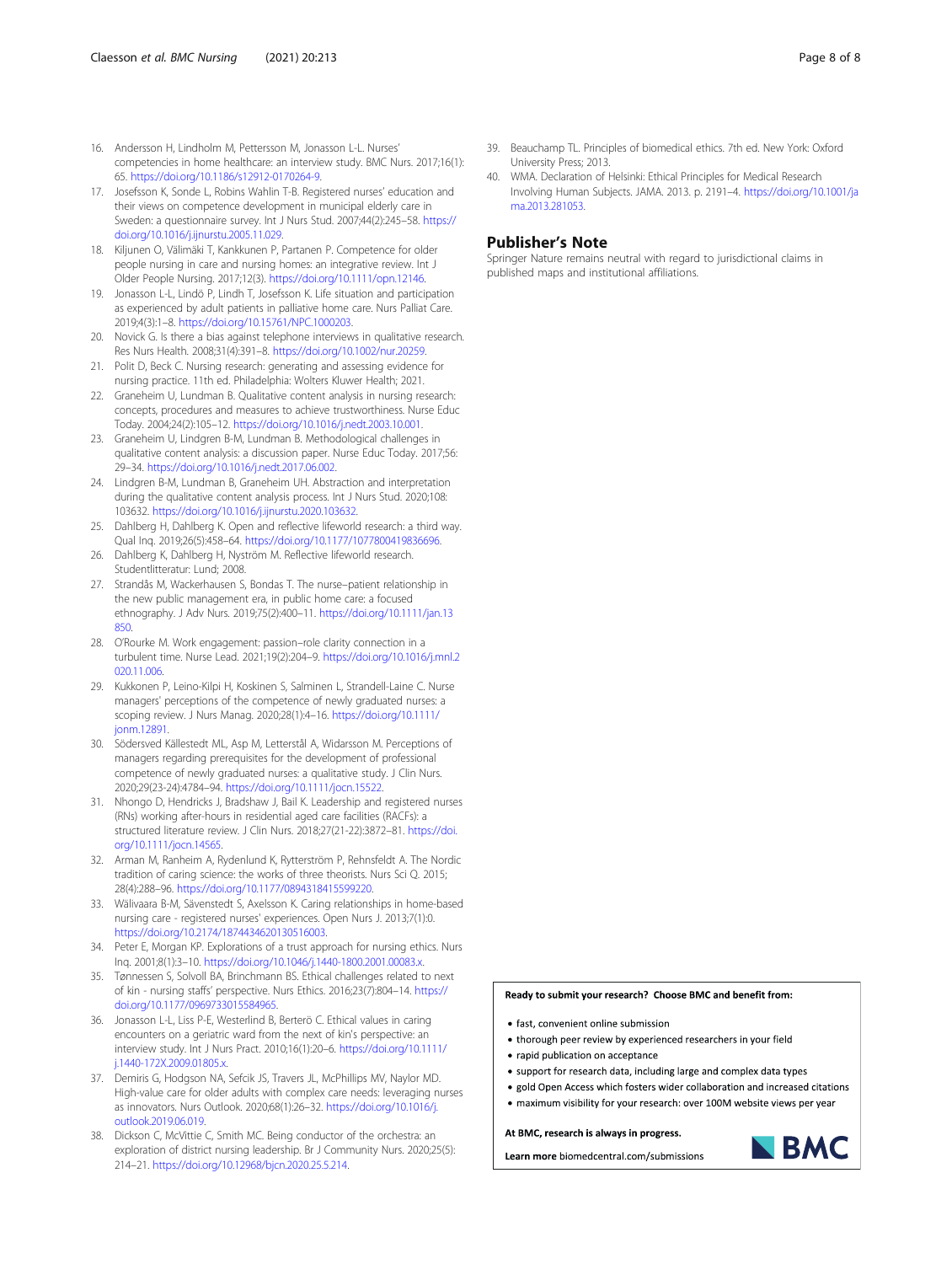16. Andersson H, Lindholm M, Pettersson M, Jonasson L-L. Nurses' competencies in home healthcare: an interview study. BMC Nurs. 2017;16(1): 65. https://doi.org/10.1186/s12912-0170264-9.
17. Josefsson K, Sonde L, Robins Wahlin T-B. Registered nurses' education and their views on competence development in municipal elderly care in Sweden: a questionnaire survey. Int J Nurs Stud. 2007;44(2):245–58. https://doi.org/10.1016/j.ijnurstu.2005.11.029.
18. Kiljunen O, Välimäki T, Kankkunen P, Partanen P. Competence for older people nursing in care and nursing homes: an integrative review. Int J Older People Nursing. 2017;12(3). https://doi.org/10.1111/opn.12146.
19. Jonasson L-L, Lindö P, Lindh T, Josefsson K. Life situation and participation as experienced by adult patients in palliative home care. Nurs Palliat Care. 2019;4(3):1–8. https://doi.org/10.15761/NPC.1000203.
20. Novick G. Is there a bias against telephone interviews in qualitative research. Res Nurs Health. 2008;31(4):391–8. https://doi.org/10.1002/nur.20259.
21. Polit D, Beck C. Nursing research: generating and assessing evidence for nursing practice. 11th ed. Philadelphia: Wolters Kluwer Health; 2021.
22. Graneheim U, Lundman B. Qualitative content analysis in nursing research: concepts, procedures and measures to achieve trustworthiness. Nurse Educ Today. 2004;24(2):105–12. https://doi.org/10.1016/j.nedt.2003.10.001.
23. Graneheim U, Lindgren B-M, Lundman B. Methodological challenges in qualitative content analysis: a discussion paper. Nurse Educ Today. 2017;56: 29–34. https://doi.org/10.1016/j.nedt.2017.06.002.
24. Lindgren B-M, Lundman B, Graneheim UH. Abstraction and interpretation during the qualitative content analysis process. Int J Nurs Stud. 2020;108: 103632. https://doi.org/10.1016/j.ijnurstu.2020.103632.
25. Dahlberg H, Dahlberg K. Open and reflective lifeworld research: a third way. Qual Inq. 2019;26(5):458–64. https://doi.org/10.1177/1077800419836696.
26. Dahlberg K, Dahlberg H, Nyström M. Reflective lifeworld research. Studentlitteratur: Lund; 2008.
27. Strandås M, Wackerhausen S, Bondas T. The nurse–patient relationship in the new public management era, in public home care: a focused ethnography. J Adv Nurs. 2019;75(2):400–11. https://doi.org/10.1111/jan.13850.
28. O'Rourke M. Work engagement: passion–role clarity connection in a turbulent time. Nurse Lead. 2021;19(2):204–9. https://doi.org/10.1016/j.mnl.2020.11.006.
29. Kukkonen P, Leino-Kilpi H, Koskinen S, Salminen L, Strandell-Laine C. Nurse managers' perceptions of the competence of newly graduated nurses: a scoping review. J Nurs Manag. 2020;28(1):4–16. https://doi.org/10.1111/jonm.12891.
30. Södersved Källestedt ML, Asp M, Letterstål A, Widarsson M. Perceptions of managers regarding prerequisites for the development of professional competence of newly graduated nurses: a qualitative study. J Clin Nurs. 2020;29(23-24):4784–94. https://doi.org/10.1111/jocn.15522.
31. Nhongo D, Hendricks J, Bradshaw J, Bail K. Leadership and registered nurses (RNs) working after-hours in residential aged care facilities (RACFs): a structured literature review. J Clin Nurs. 2018;27(21-22):3872–81. https://doi.org/10.1111/jocn.14565.
32. Arman M, Ranheim A, Rydenlund K, Rytterström P, Rehnsfeldt A. The Nordic tradition of caring science: the works of three theorists. Nurs Sci Q. 2015; 28(4):288–96. https://doi.org/10.1177/0894318415599220.
33. Wälivaara B-M, Sävenstedt S, Axelsson K. Caring relationships in home-based nursing care - registered nurses' experiences. Open Nurs J. 2013;7(1):0. https://doi.org/10.2174/1874434620130516003.
34. Peter E, Morgan KP. Explorations of a trust approach for nursing ethics. Nurs Inq. 2001;8(1):3–10. https://doi.org/10.1046/j.1440-1800.2001.00083.x.
35. Tønnessen S, Solvoll BA, Brinchmann BS. Ethical challenges related to next of kin - nursing staffs' perspective. Nurs Ethics. 2016;23(7):804–14. https://doi.org/10.1177/0969733015584965.
36. Jonasson L-L, Liss P-E, Westerlind B, Berterö C. Ethical values in caring encounters on a geriatric ward from the next of kin's perspective: an interview study. Int J Nurs Pract. 2010;16(1):20–6. https://doi.org/10.1111/j.1440-172X.2009.01805.x.
37. Demiris G, Hodgson NA, Sefcik JS, Travers JL, McPhillips MV, Naylor MD. High-value care for older adults with complex care needs: leveraging nurses as innovators. Nurs Outlook. 2020;68(1):26–32. https://doi.org/10.1016/j.outlook.2019.06.019.
38. Dickson C, McVittie C, Smith MC. Being conductor of the orchestra: an exploration of district nursing leadership. Br J Community Nurs. 2020;25(5): 214–21. https://doi.org/10.12968/bjcn.2020.25.5.214.
39. Beauchamp TL. Principles of biomedical ethics. 7th ed. New York: Oxford University Press; 2013.
40. WMA. Declaration of Helsinki: Ethical Principles for Medical Research Involving Human Subjects. JAMA. 2013. p. 2191–4. https://doi.org/10.1001/jama.2013.281053.

## Publisher's Note

Springer Nature remains neutral with regard to jurisdictional claims in published maps and institutional affiliations.

**Ready to submit your research? Choose BMC and benefit from:**

- fast, convenient online submission
- thorough peer review by experienced researchers in your field
- rapid publication on acceptance
- support for research data, including large and complex data types
- gold Open Access which fosters wider collaboration and increased citations
- maximum visibility for your research: over 100M website views per year

**At BMC, research is always in progress.**

**Learn more** biomedcentral.com/submissions

BMC